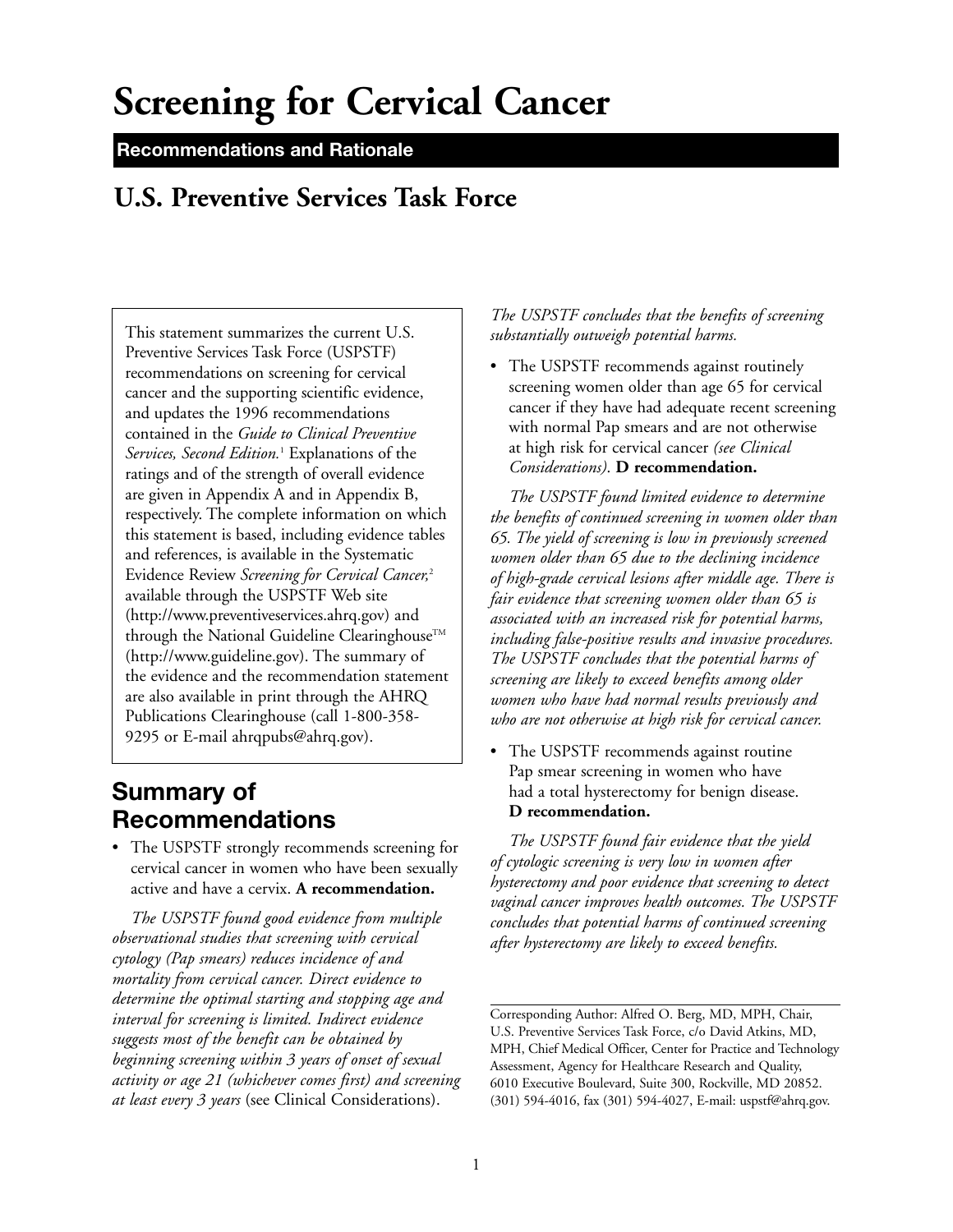# Screening for Cervical Cancer

**Recommendations and Rationale**

## U.S. Preventive Services Task Force

This statement summarizes the current U.S. Preventive Services Task Force (USPSTF) recommendations on screening for cervical cancer and the supporting scientific evidence, and updates the 1996 recommendations contained in the *Guide to Clinical Preventive Services, Second Edition.*[1] Explanations of the ratings and of the strength of overall evidence are given in Appendix A and in Appendix B, respectively. The complete information on which this statement is based, including evidence tables and references, is available in the Systematic Evidence Review *Screening for Cervical Cancer,*[2] available through the USPSTF Web site (http://www.preventiveservices.ahrq.gov) and through the National Guideline Clearinghouse™ (http://www.guideline.gov). The summary of the evidence and the recommendation statement are also available in print through the AHRQ Publications Clearinghouse (call 1-800-358-9295 or E-mail ahrqpubs@ahrq.gov).

## Summary of Recommendations

- The USPSTF strongly recommends screening for cervical cancer in women who have been sexually active and have a cervix. **A recommendation.**

*The USPSTF found good evidence from multiple observational studies that screening with cervical cytology (Pap smears) reduces incidence of and mortality from cervical cancer. Direct evidence to determine the optimal starting and stopping age and interval for screening is limited. Indirect evidence suggests most of the benefit can be obtained by beginning screening within 3 years of onset of sexual activity or age 21 (whichever comes first) and screening at least every 3 years* (see Clinical Considerations). *The USPSTF concludes that the benefits of screening substantially outweigh potential harms.*

- The USPSTF recommends against routinely screening women older than age 65 for cervical cancer if they have had adequate recent screening with normal Pap smears and are not otherwise at high risk for cervical cancer *(see Clinical Considerations)*. **D recommendation.**

*The USPSTF found limited evidence to determine the benefits of continued screening in women older than 65. The yield of screening is low in previously screened women older than 65 due to the declining incidence of high-grade cervical lesions after middle age. There is fair evidence that screening women older than 65 is associated with an increased risk for potential harms, including false-positive results and invasive procedures. The USPSTF concludes that the potential harms of screening are likely to exceed benefits among older women who have had normal results previously and who are not otherwise at high risk for cervical cancer.*

- The USPSTF recommends against routine Pap smear screening in women who have had a total hysterectomy for benign disease. **D recommendation.**

*The USPSTF found fair evidence that the yield of cytologic screening is very low in women after hysterectomy and poor evidence that screening to detect vaginal cancer improves health outcomes. The USPSTF concludes that potential harms of continued screening after hysterectomy are likely to exceed benefits.*

---

Corresponding Author: Alfred O. Berg, MD, MPH, Chair, U.S. Preventive Services Task Force, c/o David Atkins, MD, MPH, Chief Medical Officer, Center for Practice and Technology Assessment, Agency for Healthcare Research and Quality, 6010 Executive Boulevard, Suite 300, Rockville, MD 20852. (301) 594-4016, fax (301) 594-4027, E-mail: uspstf@ahrq.gov.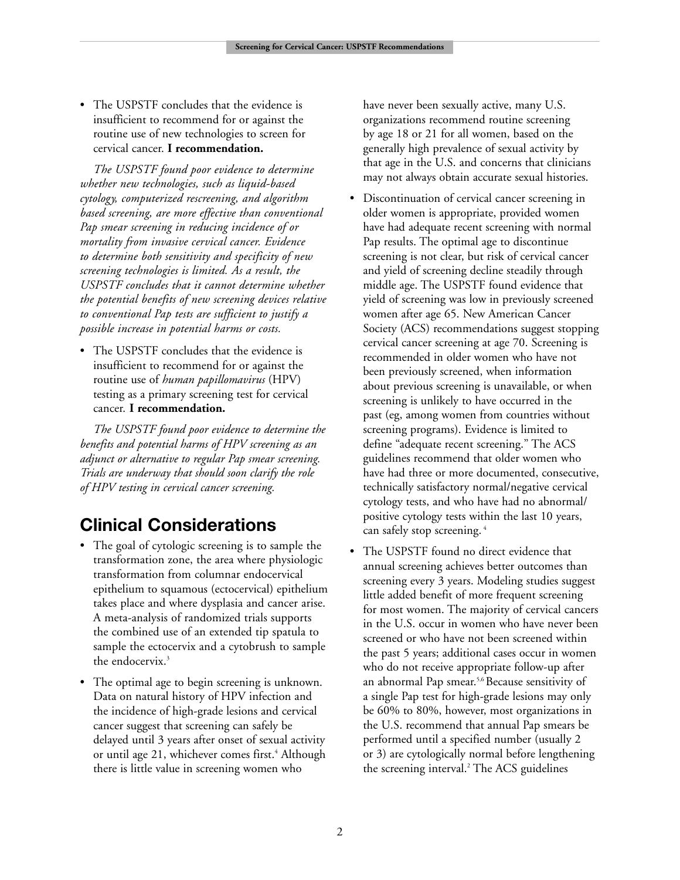- The USPSTF concludes that the evidence is insufficient to recommend for or against the routine use of new technologies to screen for cervical cancer. **I recommendation.**

  *The USPSTF found poor evidence to determine whether new technologies, such as liquid-based cytology, computerized rescreening, and algorithm based screening, are more effective than conventional Pap smear screening in reducing incidence of or mortality from invasive cervical cancer. Evidence to determine both sensitivity and specificity of new screening technologies is limited. As a result, the USPSTF concludes that it cannot determine whether the potential benefits of new screening devices relative to conventional Pap tests are sufficient to justify a possible increase in potential harms or costs.*

- The USPSTF concludes that the evidence is insufficient to recommend for or against the routine use of *human papillomavirus* (HPV) testing as a primary screening test for cervical cancer. **I recommendation.**

  *The USPSTF found poor evidence to determine the benefits and potential harms of HPV screening as an adjunct or alternative to regular Pap smear screening. Trials are underway that should soon clarify the role of HPV testing in cervical cancer screening.*

## Clinical Considerations

- The goal of cytologic screening is to sample the transformation zone, the area where physiologic transformation from columnar endocervical epithelium to squamous (ectocervical) epithelium takes place and where dysplasia and cancer arise. A meta-analysis of randomized trials supports the combined use of an extended tip spatula to sample the ectocervix and a cytobrush to sample the endocervix.[3]
- The optimal age to begin screening is unknown. Data on natural history of HPV infection and the incidence of high-grade lesions and cervical cancer suggest that screening can safely be delayed until 3 years after onset of sexual activity or until age 21, whichever comes first.[4] Although there is little value in screening women who have never been sexually active, many U.S. organizations recommend routine screening by age 18 or 21 for all women, based on the generally high prevalence of sexual activity by that age in the U.S. and concerns that clinicians may not always obtain accurate sexual histories.
- Discontinuation of cervical cancer screening in older women is appropriate, provided women have had adequate recent screening with normal Pap results. The optimal age to discontinue screening is not clear, but risk of cervical cancer and yield of screening decline steadily through middle age. The USPSTF found evidence that yield of screening was low in previously screened women after age 65. New American Cancer Society (ACS) recommendations suggest stopping cervical cancer screening at age 70. Screening is recommended in older women who have not been previously screened, when information about previous screening is unavailable, or when screening is unlikely to have occurred in the past (eg, among women from countries without screening programs). Evidence is limited to define "adequate recent screening." The ACS guidelines recommend that older women who have had three or more documented, consecutive, technically satisfactory normal/negative cervical cytology tests, and who have had no abnormal/positive cytology tests within the last 10 years, can safely stop screening.[4]
- The USPSTF found no direct evidence that annual screening achieves better outcomes than screening every 3 years. Modeling studies suggest little added benefit of more frequent screening for most women. The majority of cervical cancers in the U.S. occur in women who have never been screened or who have not been screened within the past 5 years; additional cases occur in women who do not receive appropriate follow-up after an abnormal Pap smear.[5,6] Because sensitivity of a single Pap test for high-grade lesions may only be 60% to 80%, however, most organizations in the U.S. recommend that annual Pap smears be performed until a specified number (usually 2 or 3) are cytologically normal before lengthening the screening interval.[2] The ACS guidelines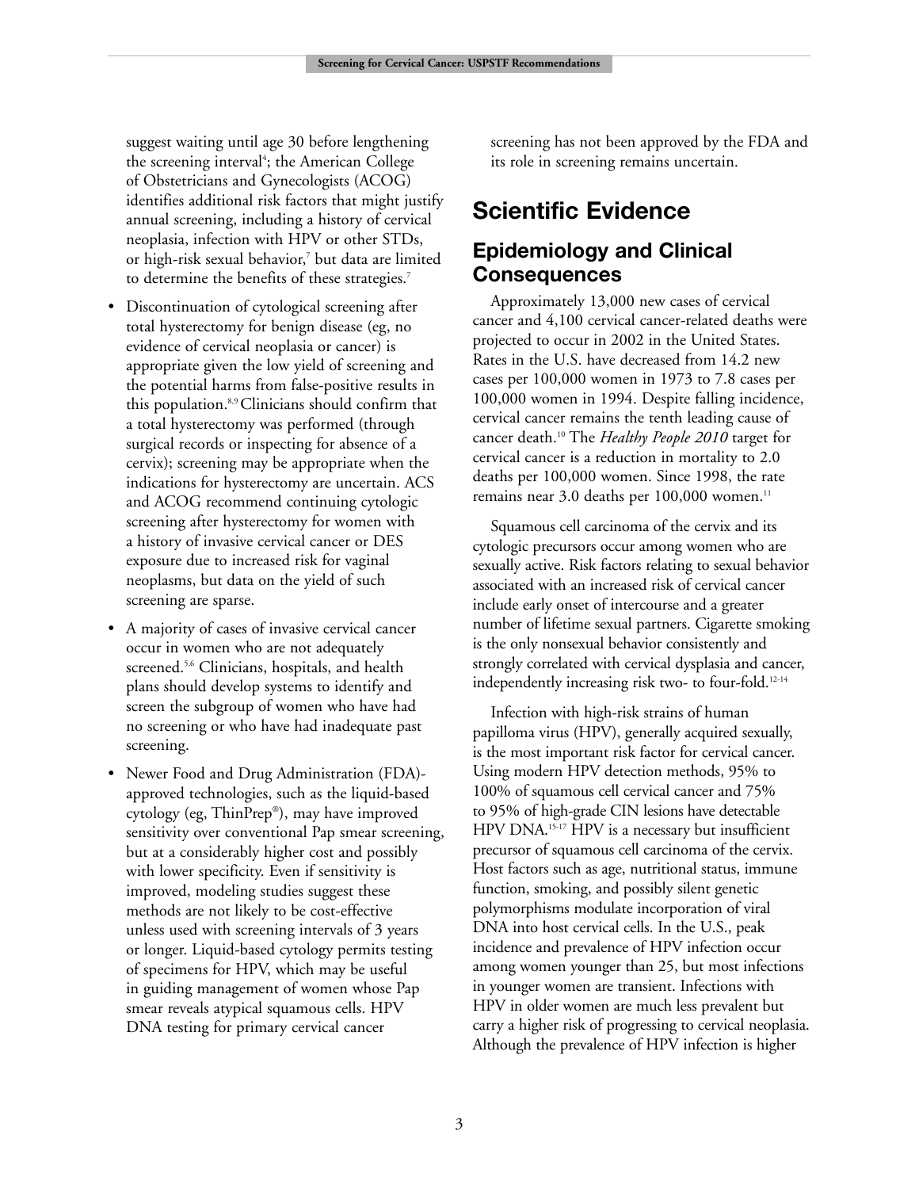suggest waiting until age 30 before lengthening the screening interval[4]; the American College of Obstetricians and Gynecologists (ACOG) identifies additional risk factors that might justify annual screening, including a history of cervical neoplasia, infection with HPV or other STDs, or high-risk sexual behavior,[7] but data are limited to determine the benefits of these strategies.[7]

- Discontinuation of cytological screening after total hysterectomy for benign disease (eg, no evidence of cervical neoplasia or cancer) is appropriate given the low yield of screening and the potential harms from false-positive results in this population.[8,9] Clinicians should confirm that a total hysterectomy was performed (through surgical records or inspecting for absence of a cervix); screening may be appropriate when the indications for hysterectomy are uncertain. ACS and ACOG recommend continuing cytologic screening after hysterectomy for women with a history of invasive cervical cancer or DES exposure due to increased risk for vaginal neoplasms, but data on the yield of such screening are sparse.
- A majority of cases of invasive cervical cancer occur in women who are not adequately screened.[5,6] Clinicians, hospitals, and health plans should develop systems to identify and screen the subgroup of women who have had no screening or who have had inadequate past screening.
- Newer Food and Drug Administration (FDA)-approved technologies, such as the liquid-based cytology (eg, ThinPrep®), may have improved sensitivity over conventional Pap smear screening, but at a considerably higher cost and possibly with lower specificity. Even if sensitivity is improved, modeling studies suggest these methods are not likely to be cost-effective unless used with screening intervals of 3 years or longer. Liquid-based cytology permits testing of specimens for HPV, which may be useful in guiding management of women whose Pap smear reveals atypical squamous cells. HPV DNA testing for primary cervical cancer screening has not been approved by the FDA and its role in screening remains uncertain.

# Scientific Evidence

## Epidemiology and Clinical Consequences

Approximately 13,000 new cases of cervical cancer and 4,100 cervical cancer-related deaths were projected to occur in 2002 in the United States. Rates in the U.S. have decreased from 14.2 new cases per 100,000 women in 1973 to 7.8 cases per 100,000 women in 1994. Despite falling incidence, cervical cancer remains the tenth leading cause of cancer death.[10] The *Healthy People 2010* target for cervical cancer is a reduction in mortality to 2.0 deaths per 100,000 women. Since 1998, the rate remains near 3.0 deaths per 100,000 women.[11]

Squamous cell carcinoma of the cervix and its cytologic precursors occur among women who are sexually active. Risk factors relating to sexual behavior associated with an increased risk of cervical cancer include early onset of intercourse and a greater number of lifetime sexual partners. Cigarette smoking is the only nonsexual behavior consistently and strongly correlated with cervical dysplasia and cancer, independently increasing risk two- to four-fold.[12-14]

Infection with high-risk strains of human papilloma virus (HPV), generally acquired sexually, is the most important risk factor for cervical cancer. Using modern HPV detection methods, 95% to 100% of squamous cell cervical cancer and 75% to 95% of high-grade CIN lesions have detectable HPV DNA.[15-17] HPV is a necessary but insufficient precursor of squamous cell carcinoma of the cervix. Host factors such as age, nutritional status, immune function, smoking, and possibly silent genetic polymorphisms modulate incorporation of viral DNA into host cervical cells. In the U.S., peak incidence and prevalence of HPV infection occur among women younger than 25, but most infections in younger women are transient. Infections with HPV in older women are much less prevalent but carry a higher risk of progressing to cervical neoplasia. Although the prevalence of HPV infection is higher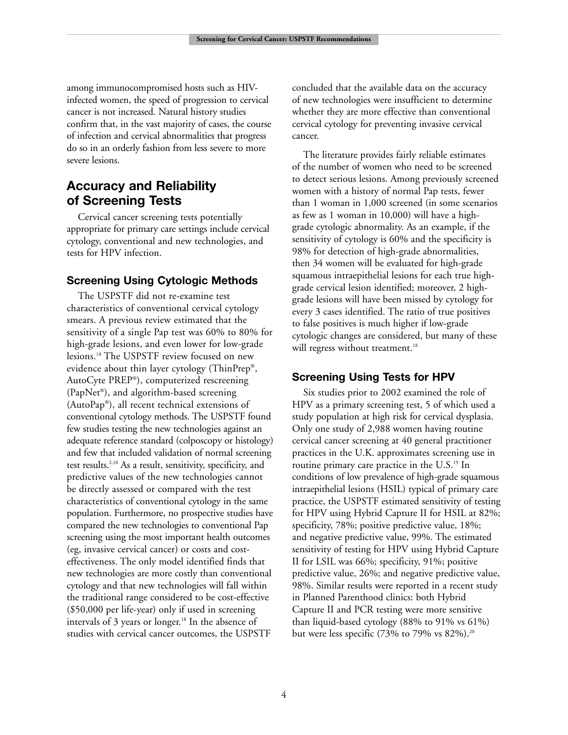among immunocompromised hosts such as HIV-infected women, the speed of progression to cervical cancer is not increased. Natural history studies confirm that, in the vast majority of cases, the course of infection and cervical abnormalities that progress do so in an orderly fashion from less severe to more severe lesions.

## Accuracy and Reliability of Screening Tests

Cervical cancer screening tests potentially appropriate for primary care settings include cervical cytology, conventional and new technologies, and tests for HPV infection.

### Screening Using Cytologic Methods

The USPSTF did not re-examine test characteristics of conventional cervical cytology smears. A previous review estimated that the sensitivity of a single Pap test was 60% to 80% for high-grade lesions, and even lower for low-grade lesions.[18] The USPSTF review focused on new evidence about thin layer cytology (ThinPrep®, AutoCyte PREP®), computerized rescreening (PapNet®), and algorithm-based screening (AutoPap®), all recent technical extensions of conventional cytology methods. The USPSTF found few studies testing the new technologies against an adequate reference standard (colposcopy or histology) and few that included validation of normal screening test results.[2,18] As a result, sensitivity, specificity, and predictive values of the new technologies cannot be directly assessed or compared with the test characteristics of conventional cytology in the same population. Furthermore, no prospective studies have compared the new technologies to conventional Pap screening using the most important health outcomes (eg, invasive cervical cancer) or costs and cost-effectiveness. The only model identified finds that new technologies are more costly than conventional cytology and that new technologies will fall within the traditional range considered to be cost-effective ($50,000 per life-year) only if used in screening intervals of 3 years or longer.[18] In the absence of studies with cervical cancer outcomes, the USPSTF concluded that the available data on the accuracy of new technologies were insufficient to determine whether they are more effective than conventional cervical cytology for preventing invasive cervical cancer.

The literature provides fairly reliable estimates of the number of women who need to be screened to detect serious lesions. Among previously screened women with a history of normal Pap tests, fewer than 1 woman in 1,000 screened (in some scenarios as few as 1 woman in 10,000) will have a high-grade cytologic abnormality. As an example, if the sensitivity of cytology is 60% and the specificity is 98% for detection of high-grade abnormalities, then 34 women will be evaluated for high-grade squamous intraepithelial lesions for each true high-grade cervical lesion identified; moreover, 2 high-grade lesions will have been missed by cytology for every 3 cases identified. The ratio of true positives to false positives is much higher if low-grade cytologic changes are considered, but many of these will regress without treatment.[18]

### Screening Using Tests for HPV

Six studies prior to 2002 examined the role of HPV as a primary screening test, 5 of which used a study population at high risk for cervical dysplasia. Only one study of 2,988 women having routine cervical cancer screening at 40 general practitioner practices in the U.K. approximates screening use in routine primary care practice in the U.S.[19] In conditions of low prevalence of high-grade squamous intraepithelial lesions (HSIL) typical of primary care practice, the USPSTF estimated sensitivity of testing for HPV using Hybrid Capture II for HSIL at 82%; specificity, 78%; positive predictive value, 18%; and negative predictive value, 99%. The estimated sensitivity of testing for HPV using Hybrid Capture II for LSIL was 66%; specificity, 91%; positive predictive value, 26%; and negative predictive value, 98%. Similar results were reported in a recent study in Planned Parenthood clinics: both Hybrid Capture II and PCR testing were more sensitive than liquid-based cytology (88% to 91% vs 61%) but were less specific (73% to 79% vs 82%).[20]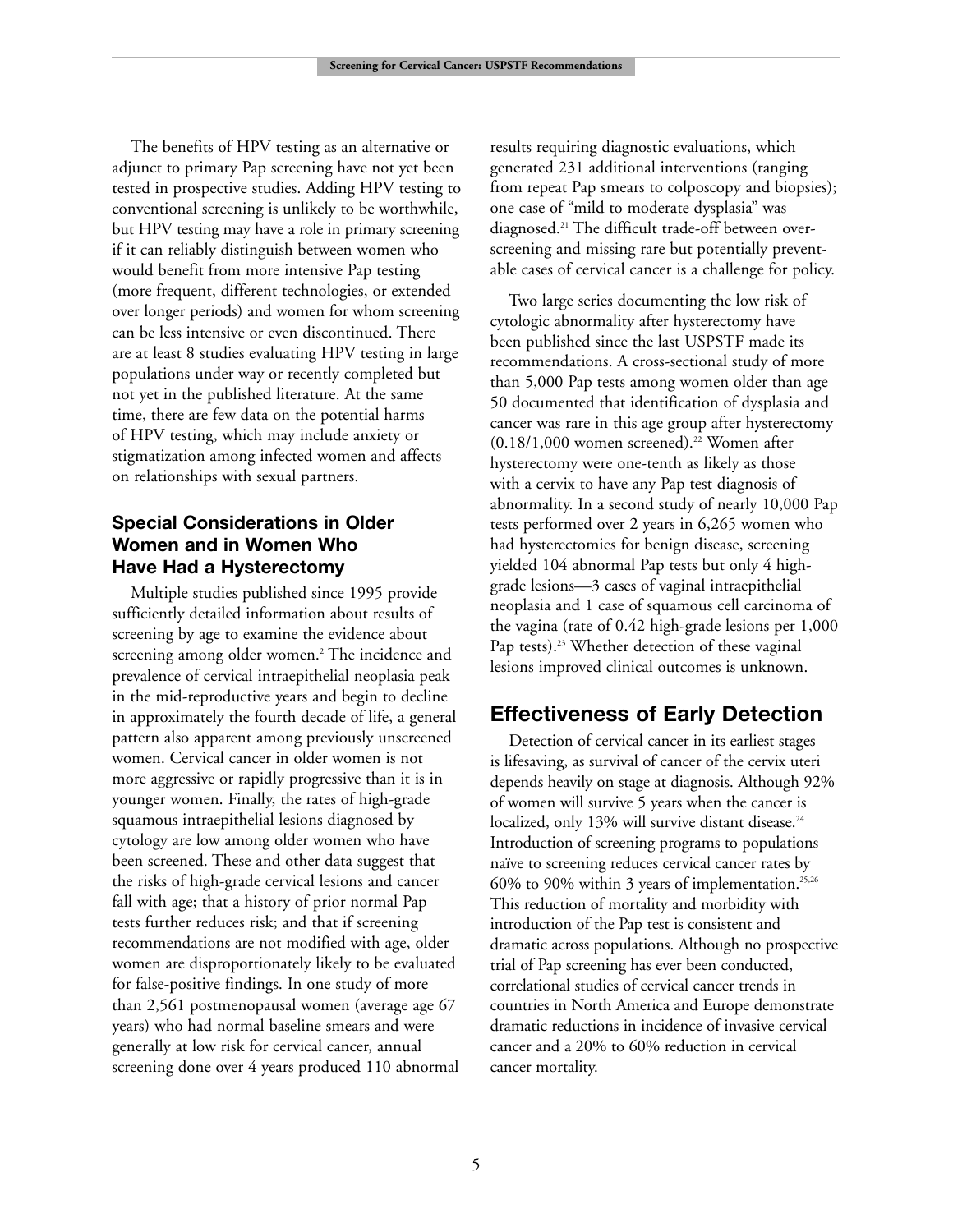The benefits of HPV testing as an alternative or adjunct to primary Pap screening have not yet been tested in prospective studies. Adding HPV testing to conventional screening is unlikely to be worthwhile, but HPV testing may have a role in primary screening if it can reliably distinguish between women who would benefit from more intensive Pap testing (more frequent, different technologies, or extended over longer periods) and women for whom screening can be less intensive or even discontinued. There are at least 8 studies evaluating HPV testing in large populations under way or recently completed but not yet in the published literature. At the same time, there are few data on the potential harms of HPV testing, which may include anxiety or stigmatization among infected women and affects on relationships with sexual partners.

### Special Considerations in Older Women and in Women Who Have Had a Hysterectomy

Multiple studies published since 1995 provide sufficiently detailed information about results of screening by age to examine the evidence about screening among older women.[2] The incidence and prevalence of cervical intraepithelial neoplasia peak in the mid-reproductive years and begin to decline in approximately the fourth decade of life, a general pattern also apparent among previously unscreened women. Cervical cancer in older women is not more aggressive or rapidly progressive than it is in younger women. Finally, the rates of high-grade squamous intraepithelial lesions diagnosed by cytology are low among older women who have been screened. These and other data suggest that the risks of high-grade cervical lesions and cancer fall with age; that a history of prior normal Pap tests further reduces risk; and that if screening recommendations are not modified with age, older women are disproportionately likely to be evaluated for false-positive findings. In one study of more than 2,561 postmenopausal women (average age 67 years) who had normal baseline smears and were generally at low risk for cervical cancer, annual screening done over 4 years produced 110 abnormal results requiring diagnostic evaluations, which generated 231 additional interventions (ranging from repeat Pap smears to colposcopy and biopsies); one case of "mild to moderate dysplasia" was diagnosed.[21] The difficult trade-off between over-screening and missing rare but potentially preventable cases of cervical cancer is a challenge for policy.

Two large series documenting the low risk of cytologic abnormality after hysterectomy have been published since the last USPSTF made its recommendations. A cross-sectional study of more than 5,000 Pap tests among women older than age 50 documented that identification of dysplasia and cancer was rare in this age group after hysterectomy (0.18/1,000 women screened).[22] Women after hysterectomy were one-tenth as likely as those with a cervix to have any Pap test diagnosis of abnormality. In a second study of nearly 10,000 Pap tests performed over 2 years in 6,265 women who had hysterectomies for benign disease, screening yielded 104 abnormal Pap tests but only 4 high-grade lesions—3 cases of vaginal intraepithelial neoplasia and 1 case of squamous cell carcinoma of the vagina (rate of 0.42 high-grade lesions per 1,000 Pap tests).[23] Whether detection of these vaginal lesions improved clinical outcomes is unknown.

## Effectiveness of Early Detection

Detection of cervical cancer in its earliest stages is lifesaving, as survival of cancer of the cervix uteri depends heavily on stage at diagnosis. Although 92% of women will survive 5 years when the cancer is localized, only 13% will survive distant disease.[24] Introduction of screening programs to populations naïve to screening reduces cervical cancer rates by 60% to 90% within 3 years of implementation.[25,26] This reduction of mortality and morbidity with introduction of the Pap test is consistent and dramatic across populations. Although no prospective trial of Pap screening has ever been conducted, correlational studies of cervical cancer trends in countries in North America and Europe demonstrate dramatic reductions in incidence of invasive cervical cancer and a 20% to 60% reduction in cervical cancer mortality.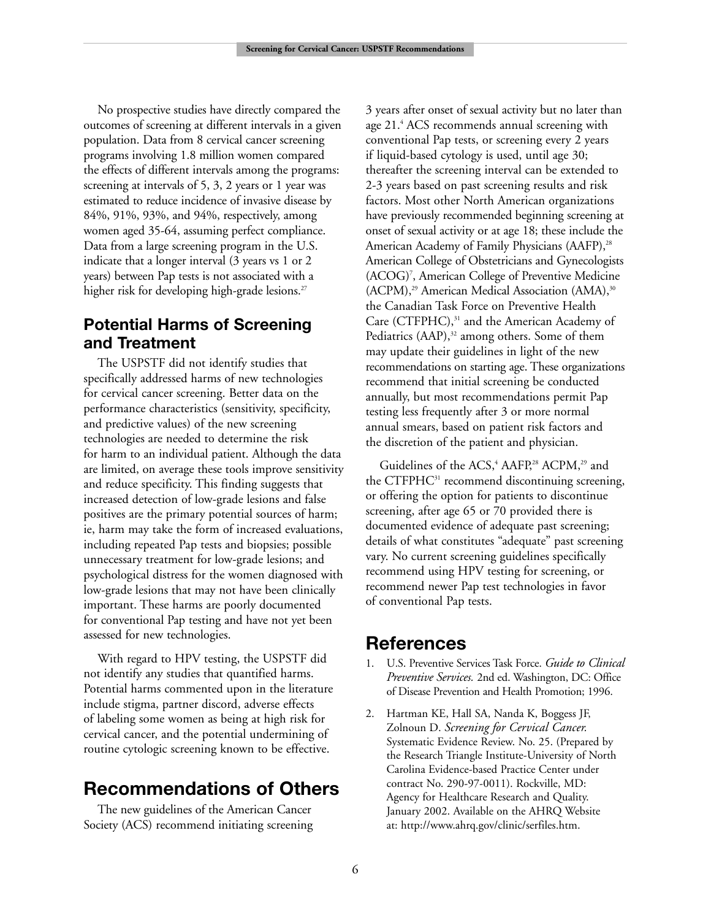No prospective studies have directly compared the outcomes of screening at different intervals in a given population. Data from 8 cervical cancer screening programs involving 1.8 million women compared the effects of different intervals among the programs: screening at intervals of 5, 3, 2 years or 1 year was estimated to reduce incidence of invasive disease by 84%, 91%, 93%, and 94%, respectively, among women aged 35-64, assuming perfect compliance. Data from a large screening program in the U.S. indicate that a longer interval (3 years vs 1 or 2 years) between Pap tests is not associated with a higher risk for developing high-grade lesions.[27]

## Potential Harms of Screening and Treatment

The USPSTF did not identify studies that specifically addressed harms of new technologies for cervical cancer screening. Better data on the performance characteristics (sensitivity, specificity, and predictive values) of the new screening technologies are needed to determine the risk for harm to an individual patient. Although the data are limited, on average these tools improve sensitivity and reduce specificity. This finding suggests that increased detection of low-grade lesions and false positives are the primary potential sources of harm; ie, harm may take the form of increased evaluations, including repeated Pap tests and biopsies; possible unnecessary treatment for low-grade lesions; and psychological distress for the women diagnosed with low-grade lesions that may not have been clinically important. These harms are poorly documented for conventional Pap testing and have not yet been assessed for new technologies.

With regard to HPV testing, the USPSTF did not identify any studies that quantified harms. Potential harms commented upon in the literature include stigma, partner discord, adverse effects of labeling some women as being at high risk for cervical cancer, and the potential undermining of routine cytologic screening known to be effective.

# Recommendations of Others

The new guidelines of the American Cancer Society (ACS) recommend initiating screening 3 years after onset of sexual activity but no later than age 21.[4] ACS recommends annual screening with conventional Pap tests, or screening every 2 years if liquid-based cytology is used, until age 30; thereafter the screening interval can be extended to 2-3 years based on past screening results and risk factors. Most other North American organizations have previously recommended beginning screening at onset of sexual activity or at age 18; these include the American Academy of Family Physicians (AAFP),[28] American College of Obstetricians and Gynecologists (ACOG)[7], American College of Preventive Medicine (ACPM),[29] American Medical Association (AMA),[30] the Canadian Task Force on Preventive Health Care (CTFPHC),[31] and the American Academy of Pediatrics (AAP),[32] among others. Some of them may update their guidelines in light of the new recommendations on starting age. These organizations recommend that initial screening be conducted annually, but most recommendations permit Pap testing less frequently after 3 or more normal annual smears, based on patient risk factors and the discretion of the patient and physician.

Guidelines of the ACS,[4] AAFP,[28] ACPM,[29] and the CTFPHC[31] recommend discontinuing screening, or offering the option for patients to discontinue screening, after age 65 or 70 provided there is documented evidence of adequate past screening; details of what constitutes "adequate" past screening vary. No current screening guidelines specifically recommend using HPV testing for screening, or recommend newer Pap test technologies in favor of conventional Pap tests.

# References

1. U.S. Preventive Services Task Force. *Guide to Clinical Preventive Services.* 2nd ed. Washington, DC: Office of Disease Prevention and Health Promotion; 1996.
2. Hartman KE, Hall SA, Nanda K, Boggess JF, Zolnoun D. *Screening for Cervical Cancer.* Systematic Evidence Review. No. 25. (Prepared by the Research Triangle Institute-University of North Carolina Evidence-based Practice Center under contract No. 290-97-0011). Rockville, MD: Agency for Healthcare Research and Quality. January 2002. Available on the AHRQ Website at: http://www.ahrq.gov/clinic/serfiles.htm.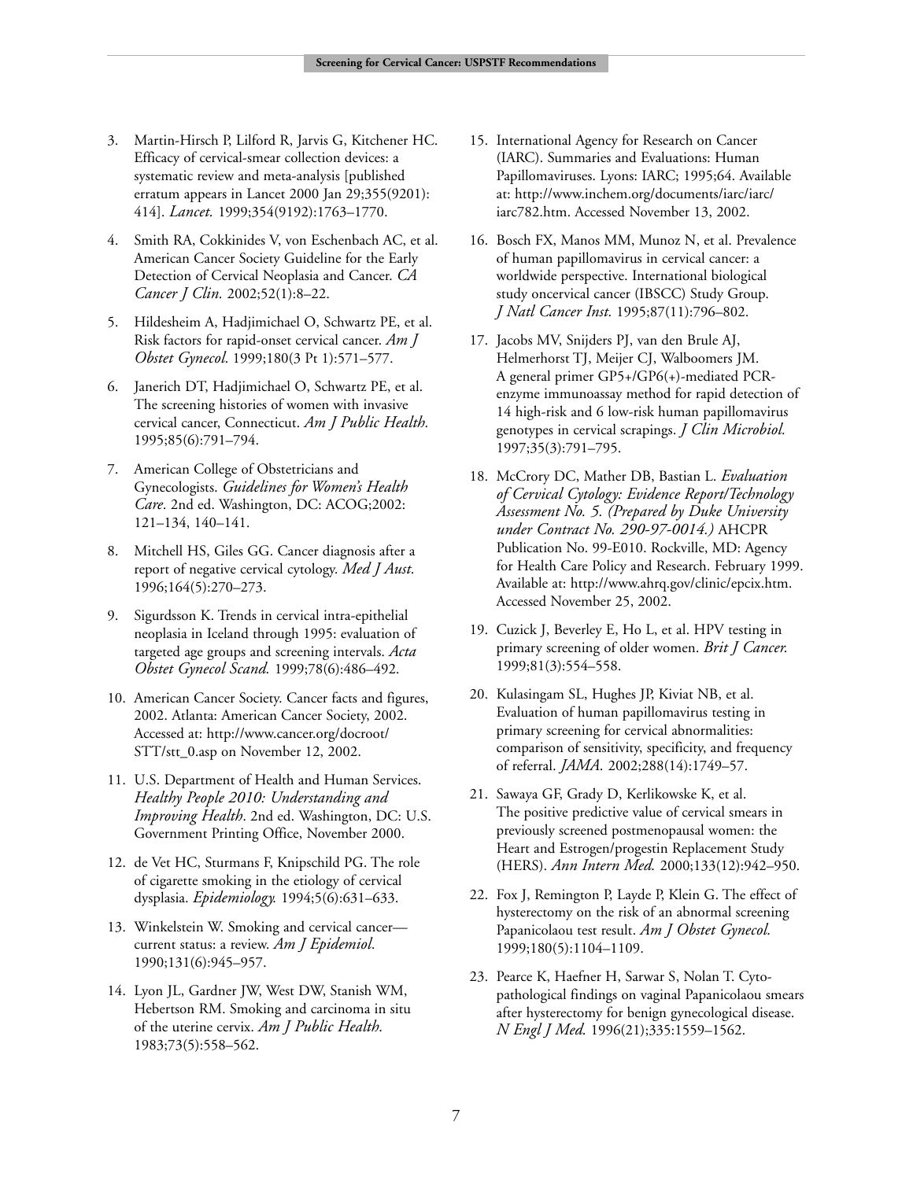3. Martin-Hirsch P, Lilford R, Jarvis G, Kitchener HC. Efficacy of cervical-smear collection devices: a systematic review and meta-analysis [published erratum appears in Lancet 2000 Jan 29;355(9201): 414]. *Lancet.* 1999;354(9192):1763–1770.

4. Smith RA, Cokkinides V, von Eschenbach AC, et al. American Cancer Society Guideline for the Early Detection of Cervical Neoplasia and Cancer. *CA Cancer J Clin.* 2002;52(1):8–22.

5. Hildesheim A, Hadjimichael O, Schwartz PE, et al. Risk factors for rapid-onset cervical cancer. *Am J Obstet Gynecol.* 1999;180(3 Pt 1):571–577.

6. Janerich DT, Hadjimichael O, Schwartz PE, et al. The screening histories of women with invasive cervical cancer, Connecticut. *Am J Public Health.* 1995;85(6):791–794.

7. American College of Obstetricians and Gynecologists. *Guidelines for Women's Health Care*. 2nd ed. Washington, DC: ACOG;2002: 121–134, 140–141.

8. Mitchell HS, Giles GG. Cancer diagnosis after a report of negative cervical cytology. *Med J Aust.* 1996;164(5):270–273.

9. Sigurdsson K. Trends in cervical intra-epithelial neoplasia in Iceland through 1995: evaluation of targeted age groups and screening intervals. *Acta Obstet Gynecol Scand.* 1999;78(6):486–492.

10. American Cancer Society. Cancer facts and figures, 2002. Atlanta: American Cancer Society, 2002. Accessed at: http://www.cancer.org/docroot/STT/stt_0.asp on November 12, 2002.

11. U.S. Department of Health and Human Services. *Healthy People 2010: Understanding and Improving Health*. 2nd ed. Washington, DC: U.S. Government Printing Office, November 2000.

12. de Vet HC, Sturmans F, Knipschild PG. The role of cigarette smoking in the etiology of cervical dysplasia. *Epidemiology.* 1994;5(6):631–633.

13. Winkelstein W. Smoking and cervical cancer—current status: a review. *Am J Epidemiol.* 1990;131(6):945–957.

14. Lyon JL, Gardner JW, West DW, Stanish WM, Hebertson RM. Smoking and carcinoma in situ of the uterine cervix. *Am J Public Health.* 1983;73(5):558–562.

15. International Agency for Research on Cancer (IARC). Summaries and Evaluations: Human Papillomaviruses. Lyons: IARC; 1995;64. Available at: http://www.inchem.org/documents/iarc/iarc/iarc782.htm. Accessed November 13, 2002.

16. Bosch FX, Manos MM, Munoz N, et al. Prevalence of human papillomavirus in cervical cancer: a worldwide perspective. International biological study oncervical cancer (IBSCC) Study Group. *J Natl Cancer Inst.* 1995;87(11):796–802.

17. Jacobs MV, Snijders PJ, van den Brule AJ, Helmerhorst TJ, Meijer CJ, Walboomers JM. A general primer GP5+/GP6(+)-mediated PCR-enzyme immunoassay method for rapid detection of 14 high-risk and 6 low-risk human papillomavirus genotypes in cervical scrapings. *J Clin Microbiol.* 1997;35(3):791–795.

18. McCrory DC, Mather DB, Bastian L. *Evaluation of Cervical Cytology: Evidence Report/Technology Assessment No. 5. (Prepared by Duke University under Contract No. 290-97-0014.)* AHCPR Publication No. 99-E010. Rockville, MD: Agency for Health Care Policy and Research. February 1999. Available at: http://www.ahrq.gov/clinic/epcix.htm. Accessed November 25, 2002.

19. Cuzick J, Beverley E, Ho L, et al. HPV testing in primary screening of older women. *Brit J Cancer.* 1999;81(3):554–558.

20. Kulasingam SL, Hughes JP, Kiviat NB, et al. Evaluation of human papillomavirus testing in primary screening for cervical abnormalities: comparison of sensitivity, specificity, and frequency of referral. *JAMA.* 2002;288(14):1749–57.

21. Sawaya GF, Grady D, Kerlikowske K, et al. The positive predictive value of cervical smears in previously screened postmenopausal women: the Heart and Estrogen/progestin Replacement Study (HERS). *Ann Intern Med.* 2000;133(12):942–950.

22. Fox J, Remington P, Layde P, Klein G. The effect of hysterectomy on the risk of an abnormal screening Papanicolaou test result. *Am J Obstet Gynecol.* 1999;180(5):1104–1109.

23. Pearce K, Haefner H, Sarwar S, Nolan T. Cytopathological findings on vaginal Papanicolaou smears after hysterectomy for benign gynecological disease. *N Engl J Med.* 1996(21);335:1559–1562.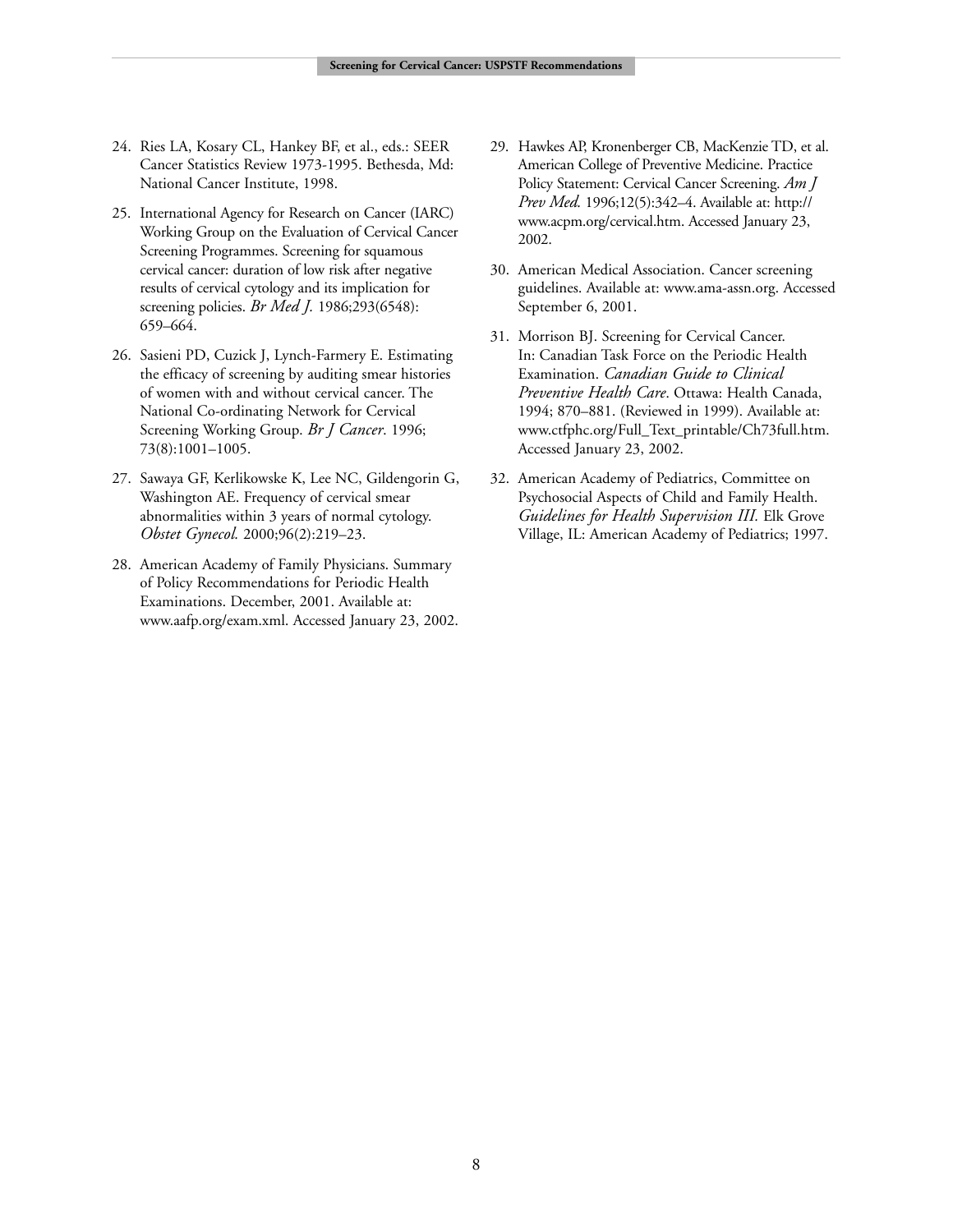24. Ries LA, Kosary CL, Hankey BF, et al., eds.: SEER Cancer Statistics Review 1973-1995. Bethesda, Md: National Cancer Institute, 1998.

25. International Agency for Research on Cancer (IARC) Working Group on the Evaluation of Cervical Cancer Screening Programmes. Screening for squamous cervical cancer: duration of low risk after negative results of cervical cytology and its implication for screening policies. *Br Med J.* 1986;293(6548): 659–664.

26. Sasieni PD, Cuzick J, Lynch-Farmery E. Estimating the efficacy of screening by auditing smear histories of women with and without cervical cancer. The National Co-ordinating Network for Cervical Screening Working Group. *Br J Cancer*. 1996; 73(8):1001–1005.

27. Sawaya GF, Kerlikowske K, Lee NC, Gildengorin G, Washington AE. Frequency of cervical smear abnormalities within 3 years of normal cytology. *Obstet Gynecol.* 2000;96(2):219–23.

28. American Academy of Family Physicians. Summary of Policy Recommendations for Periodic Health Examinations. December, 2001. Available at: www.aafp.org/exam.xml. Accessed January 23, 2002.

29. Hawkes AP, Kronenberger CB, MacKenzie TD, et al. American College of Preventive Medicine. Practice Policy Statement: Cervical Cancer Screening. *Am J Prev Med.* 1996;12(5):342–4. Available at: http://www.acpm.org/cervical.htm. Accessed January 23, 2002.

30. American Medical Association. Cancer screening guidelines. Available at: www.ama-assn.org. Accessed September 6, 2001.

31. Morrison BJ. Screening for Cervical Cancer. In: Canadian Task Force on the Periodic Health Examination. *Canadian Guide to Clinical Preventive Health Care*. Ottawa: Health Canada, 1994; 870–881. (Reviewed in 1999). Available at: www.ctfphc.org/Full_Text_printable/Ch73full.htm. Accessed January 23, 2002.

32. American Academy of Pediatrics, Committee on Psychosocial Aspects of Child and Family Health. *Guidelines for Health Supervision III.* Elk Grove Village, IL: American Academy of Pediatrics; 1997.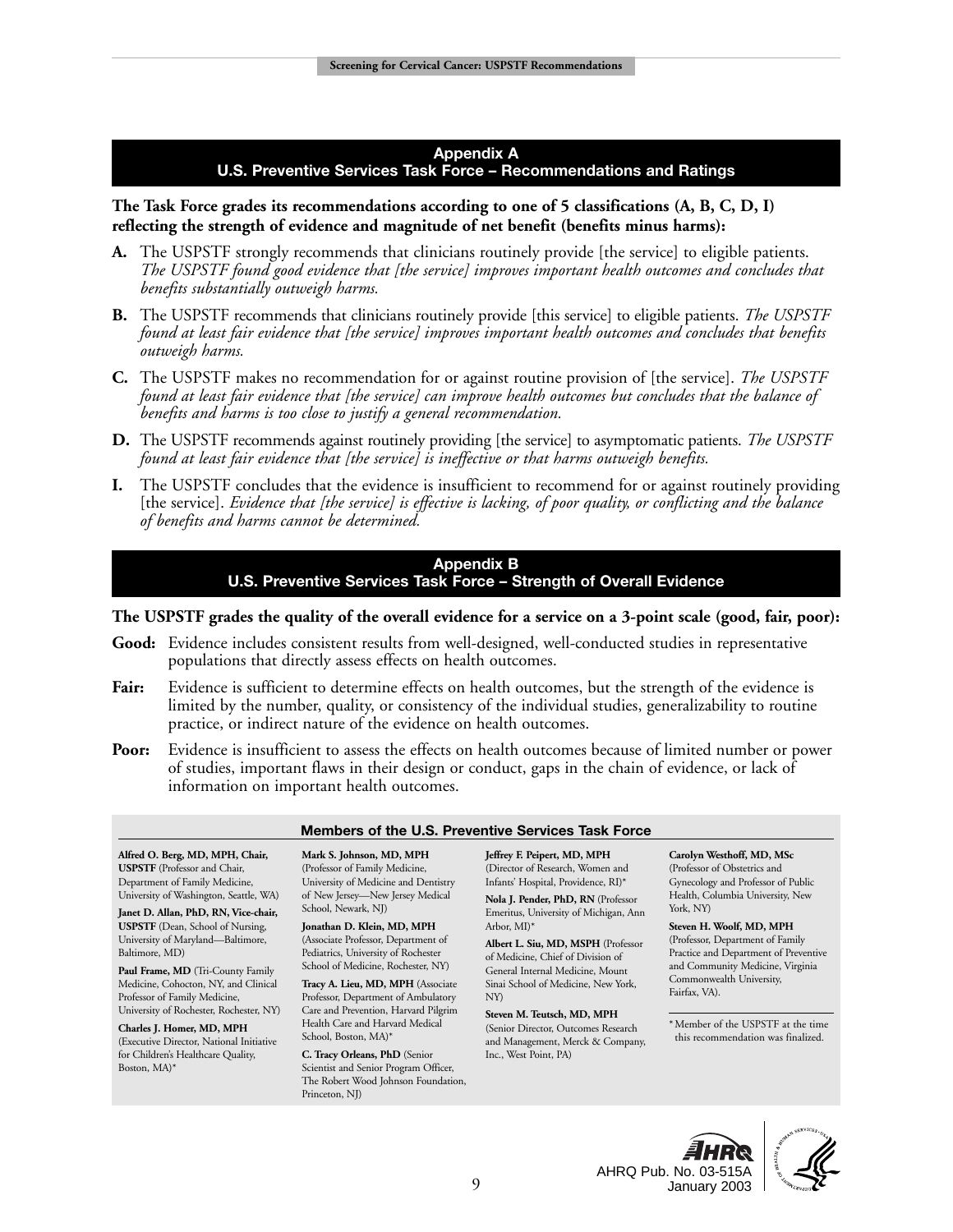## Appendix A
## U.S. Preventive Services Task Force – Recommendations and Ratings

**The Task Force grades its recommendations according to one of 5 classifications (A, B, C, D, I) reflecting the strength of evidence and magnitude of net benefit (benefits minus harms):**

**A.** The USPSTF strongly recommends that clinicians routinely provide [the service] to eligible patients. *The USPSTF found good evidence that [the service] improves important health outcomes and concludes that benefits substantially outweigh harms.*

**B.** The USPSTF recommends that clinicians routinely provide [this service] to eligible patients. *The USPSTF found at least fair evidence that [the service] improves important health outcomes and concludes that benefits outweigh harms.*

**C.** The USPSTF makes no recommendation for or against routine provision of [the service]. *The USPSTF found at least fair evidence that [the service] can improve health outcomes but concludes that the balance of benefits and harms is too close to justify a general recommendation.*

**D.** The USPSTF recommends against routinely providing [the service] to asymptomatic patients. *The USPSTF found at least fair evidence that [the service] is ineffective or that harms outweigh benefits.*

**I.** The USPSTF concludes that the evidence is insufficient to recommend for or against routinely providing [the service]. *Evidence that [the service] is effective is lacking, of poor quality, or conflicting and the balance of benefits and harms cannot be determined.*

## Appendix B
## U.S. Preventive Services Task Force – Strength of Overall Evidence

**The USPSTF grades the quality of the overall evidence for a service on a 3-point scale (good, fair, poor):**

**Good:** Evidence includes consistent results from well-designed, well-conducted studies in representative populations that directly assess effects on health outcomes.

**Fair:** Evidence is sufficient to determine effects on health outcomes, but the strength of the evidence is limited by the number, quality, or consistency of the individual studies, generalizability to routine practice, or indirect nature of the evidence on health outcomes.

**Poor:** Evidence is insufficient to assess the effects on health outcomes because of limited number or power of studies, important flaws in their design or conduct, gaps in the chain of evidence, or lack of information on important health outcomes.

### Members of the U.S. Preventive Services Task Force

**Alfred O. Berg, MD, MPH, Chair, USPSTF** (Professor and Chair, Department of Family Medicine, University of Washington, Seattle, WA)

**Janet D. Allan, PhD, RN, Vice-chair, USPSTF** (Dean, School of Nursing, University of Maryland—Baltimore, Baltimore, MD)

**Paul Frame, MD** (Tri-County Family Medicine, Cohocton, NY, and Clinical Professor of Family Medicine, University of Rochester, Rochester, NY)

**Charles J. Homer, MD, MPH** (Executive Director, National Initiative for Children's Healthcare Quality, Boston, MA)*

**Mark S. Johnson, MD, MPH** (Professor of Family Medicine, University of Medicine and Dentistry of New Jersey—New Jersey Medical School, Newark, NJ)

**Jonathan D. Klein, MD, MPH** (Associate Professor, Department of Pediatrics, University of Rochester School of Medicine, Rochester, NY)

**Tracy A. Lieu, MD, MPH** (Associate Professor, Department of Ambulatory Care and Prevention, Harvard Pilgrim Health Care and Harvard Medical School, Boston, MA)*

**C. Tracy Orleans, PhD** (Senior Scientist and Senior Program Officer, The Robert Wood Johnson Foundation, Princeton, NJ)

**Jeffrey F. Peipert, MD, MPH** (Director of Research, Women and Infants' Hospital, Providence, RI)*

**Nola J. Pender, PhD, RN** (Professor Emeritus, University of Michigan, Ann Arbor, MI)*

**Albert L. Siu, MD, MSPH** (Professor of Medicine, Chief of Division of General Internal Medicine, Mount Sinai School of Medicine, New York, NY)

**Steven M. Teutsch, MD, MPH** (Senior Director, Outcomes Research and Management, Merck & Company, Inc., West Point, PA)

**Carolyn Westhoff, MD, MSc** (Professor of Obstetrics and Gynecology and Professor of Public Health, Columbia University, New York, NY)

**Steven H. Woolf, MD, MPH** (Professor, Department of Family Practice and Department of Preventive and Community Medicine, Virginia Commonwealth University, Fairfax, VA).

\* Member of the USPSTF at the time this recommendation was finalized.

AHRQ Pub. No. 03-515A
January 2003